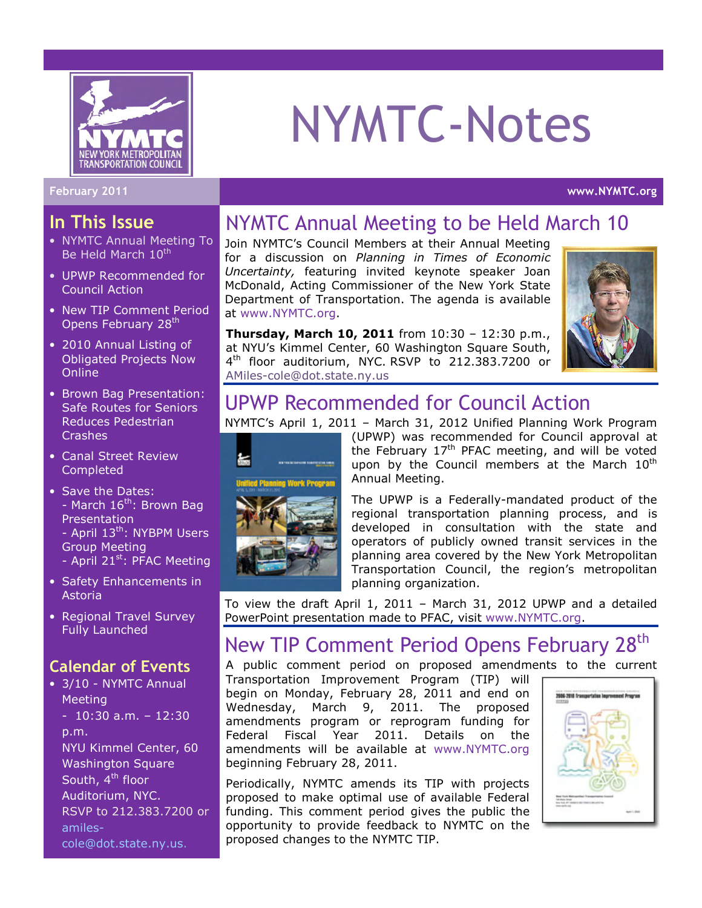# NYMTC-Notes

February 2011

www.NYMTC.org

## In This Issue

- NYMTC Annual Meeting To Be Held March 10th
- UPWP Recommended for Council Action
- New TIP Comment Period Opens February 28th
- 2010 Annual Listing of Obligated Projects Now Online
- Brown Bag Presentation: Safe Routes for Seniors Reduces Pedestrian Crashes
- Canal Street Review Completed
- Save the Dates:
  - March 16th: Brown Bag Presentation
  - April 13th: NYBPM Users Group Meeting
  - April 21st: PFAC Meeting
- Safety Enhancements in Astoria
- Regional Travel Survey Fully Launched

## Calendar of Events

- 3/10 - NYMTC Annual Meeting
  - 10:30 a.m. – 12:30 p.m.

  NYU Kimmel Center, 60 Washington Square South, 4th floor Auditorium, NYC. RSVP to 212.383.7200 or amiles-cole@dot.state.ny.us.

## NYMTC Annual Meeting to be Held March 10

Join NYMTC's Council Members at their Annual Meeting for a discussion on *Planning in Times of Economic Uncertainty,* featuring invited keynote speaker Joan McDonald, Acting Commissioner of the New York State Department of Transportation. The agenda is available at www.NYMTC.org.

**Thursday, March 10, 2011** from 10:30 – 12:30 p.m., at NYU's Kimmel Center, 60 Washington Square South, 4th floor auditorium, NYC. RSVP to 212.383.7200 or AMiles-cole@dot.state.ny.us

## UPWP Recommended for Council Action

NYMTC's April 1, 2011 – March 31, 2012 Unified Planning Work Program (UPWP) was recommended for Council approval at the February 17th PFAC meeting, and will be voted upon by the Council members at the March 10th Annual Meeting.

The UPWP is a Federally-mandated product of the regional transportation planning process, and is developed in consultation with the state and operators of publicly owned transit services in the planning area covered by the New York Metropolitan Transportation Council, the region's metropolitan planning organization.

To view the draft April 1, 2011 – March 31, 2012 UPWP and a detailed PowerPoint presentation made to PFAC, visit www.NYMTC.org.

## New TIP Comment Period Opens February 28th

A public comment period on proposed amendments to the current Transportation Improvement Program (TIP) will begin on Monday, February 28, 2011 and end on Wednesday, March 9, 2011. The proposed amendments program or reprogram funding for Federal Fiscal Year 2011. Details on the amendments will be available at www.NYMTC.org beginning February 28, 2011.

Periodically, NYMTC amends its TIP with projects proposed to make optimal use of available Federal funding. This comment period gives the public the opportunity to provide feedback to NYMTC on the proposed changes to the NYMTC TIP.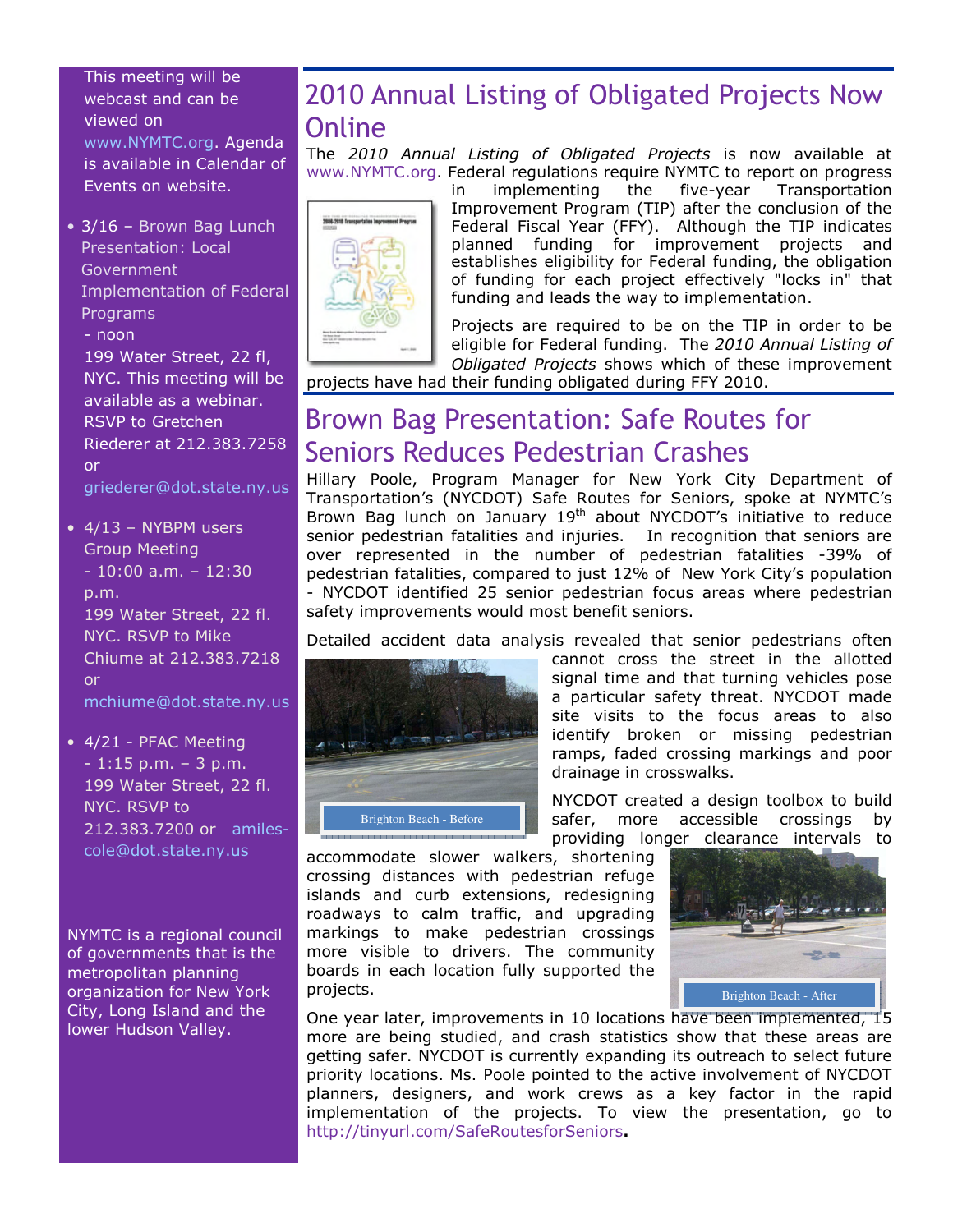This meeting will be webcast and can be viewed on www.NYMTC.org. Agenda is available in Calendar of Events on website.

- 3/16 – Brown Bag Lunch Presentation: Local Government Implementation of Federal Programs - noon 199 Water Street, 22 fl, NYC. This meeting will be available as a webinar. RSVP to Gretchen Riederer at 212.383.7258 or griederer@dot.state.ny.us
- 4/13 – NYBPM users Group Meeting - 10:00 a.m. – 12:30 p.m. 199 Water Street, 22 fl. NYC. RSVP to Mike Chiume at 212.383.7218 or mchiume@dot.state.ny.us
- 4/21 - PFAC Meeting - 1:15 p.m. – 3 p.m. 199 Water Street, 22 fl. NYC. RSVP to 212.383.7200 or amiles-cole@dot.state.ny.us

NYMTC is a regional council of governments that is the metropolitan planning organization for New York City, Long Island and the lower Hudson Valley.

## 2010 Annual Listing of Obligated Projects Now Online

The *2010 Annual Listing of Obligated Projects* is now available at www.NYMTC.org. Federal regulations require NYMTC to report on progress in implementing the five-year Transportation Improvement Program (TIP) after the conclusion of the Federal Fiscal Year (FFY). Although the TIP indicates planned funding for improvement projects and establishes eligibility for Federal funding, the obligation of funding for each project effectively "locks in" that funding and leads the way to implementation.

Projects are required to be on the TIP in order to be eligible for Federal funding. The *2010 Annual Listing of Obligated Projects* shows which of these improvement projects have had their funding obligated during FFY 2010.

## Brown Bag Presentation: Safe Routes for Seniors Reduces Pedestrian Crashes

Hillary Poole, Program Manager for New York City Department of Transportation's (NYCDOT) Safe Routes for Seniors, spoke at NYMTC's Brown Bag lunch on January 19th about NYCDOT's initiative to reduce senior pedestrian fatalities and injuries. In recognition that seniors are over represented in the number of pedestrian fatalities -39% of pedestrian fatalities, compared to just 12% of New York City's population - NYCDOT identified 25 senior pedestrian focus areas where pedestrian safety improvements would most benefit seniors.

Detailed accident data analysis revealed that senior pedestrians often cannot cross the street in the allotted signal time and that turning vehicles pose a particular safety threat. NYCDOT made site visits to the focus areas to also identify broken or missing pedestrian ramps, faded crossing markings and poor drainage in crosswalks.

Brighton Beach - Before

NYCDOT created a design toolbox to build safer, more accessible crossings by providing longer clearance intervals to accommodate slower walkers, shortening crossing distances with pedestrian refuge islands and curb extensions, redesigning roadways to calm traffic, and upgrading markings to make pedestrian crossings more visible to drivers. The community boards in each location fully supported the projects.

Brighton Beach - After

One year later, improvements in 10 locations have been implemented, 15 more are being studied, and crash statistics show that these areas are getting safer. NYCDOT is currently expanding its outreach to select future priority locations. Ms. Poole pointed to the active involvement of NYCDOT planners, designers, and work crews as a key factor in the rapid implementation of the projects. To view the presentation, go to http://tinyurl.com/SafeRoutesforSeniors.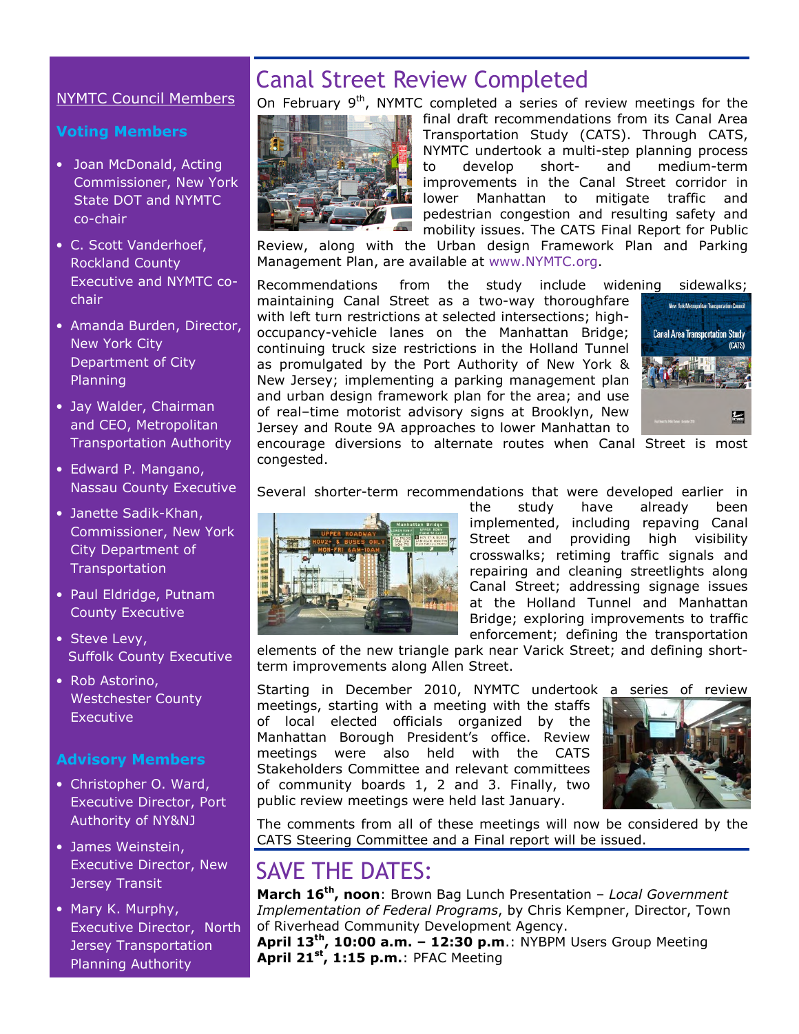## NYMTC Council Members

### Voting Members

- Joan McDonald, Acting Commissioner, New York State DOT and NYMTC co-chair
- C. Scott Vanderhoef, Rockland County Executive and NYMTC co-chair
- Amanda Burden, Director, New York City Department of City Planning
- Jay Walder, Chairman and CEO, Metropolitan Transportation Authority
- Edward P. Mangano, Nassau County Executive
- Janette Sadik-Khan, Commissioner, New York City Department of Transportation
- Paul Eldridge, Putnam County Executive
- Steve Levy, Suffolk County Executive
- Rob Astorino, Westchester County Executive

### Advisory Members

- Christopher O. Ward, Executive Director, Port Authority of NY&NJ
- James Weinstein, Executive Director, New Jersey Transit
- Mary K. Murphy, Executive Director, North Jersey Transportation Planning Authority

# Canal Street Review Completed

On February 9th, NYMTC completed a series of review meetings for the final draft recommendations from its Canal Area Transportation Study (CATS). Through CATS, NYMTC undertook a multi-step planning process to develop short- and medium-term improvements in the Canal Street corridor in lower Manhattan to mitigate traffic and pedestrian congestion and resulting safety and mobility issues. The CATS Final Report for Public Review, along with the Urban design Framework Plan and Parking Management Plan, are available at www.NYMTC.org.

Recommendations from the study include widening sidewalks; maintaining Canal Street as a two-way thoroughfare with left turn restrictions at selected intersections; high-occupancy-vehicle lanes on the Manhattan Bridge; continuing truck size restrictions in the Holland Tunnel as promulgated by the Port Authority of New York & New Jersey; implementing a parking management plan and urban design framework plan for the area; and use of real–time motorist advisory signs at Brooklyn, New Jersey and Route 9A approaches to lower Manhattan to encourage diversions to alternate routes when Canal Street is most congested.

Several shorter-term recommendations that were developed earlier in the study have already been implemented, including repaving Canal Street and providing high visibility crosswalks; retiming traffic signals and repairing and cleaning streetlights along Canal Street; addressing signage issues at the Holland Tunnel and Manhattan Bridge; exploring improvements to traffic enforcement; defining the transportation elements of the new triangle park near Varick Street; and defining short-term improvements along Allen Street.

Starting in December 2010, NYMTC undertook a series of review meetings, starting with a meeting with the staffs of local elected officials organized by the Manhattan Borough President's office. Review meetings were also held with the CATS Stakeholders Committee and relevant committees of community boards 1, 2 and 3. Finally, two public review meetings were held last January.

The comments from all of these meetings will now be considered by the CATS Steering Committee and a Final report will be issued.

# SAVE THE DATES:

**March 16th, noon**: Brown Bag Lunch Presentation – *Local Government Implementation of Federal Programs*, by Chris Kempner, Director, Town of Riverhead Community Development Agency.
**April 13th, 10:00 a.m. – 12:30 p.m.**: NYBPM Users Group Meeting
**April 21st, 1:15 p.m.**: PFAC Meeting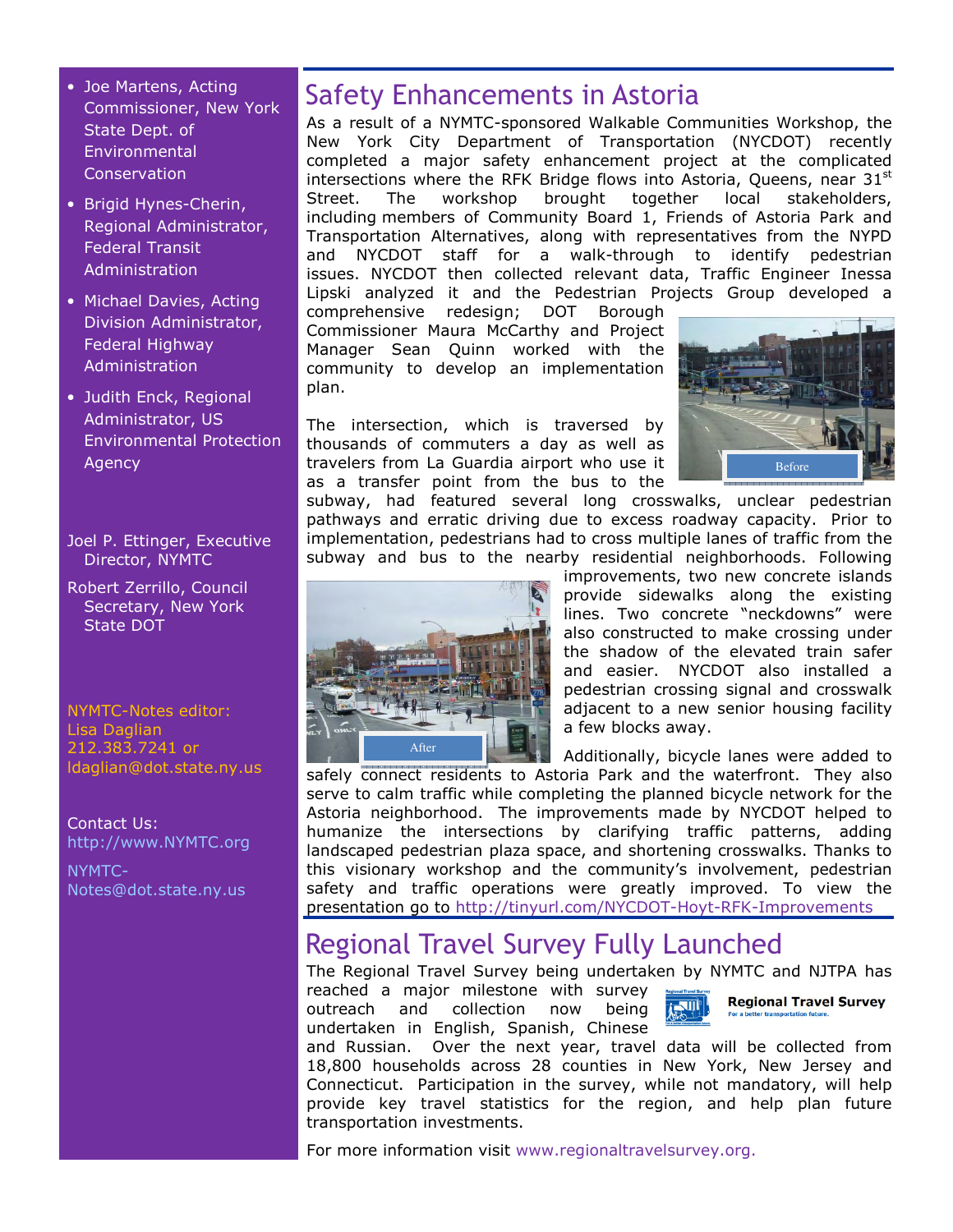- Joe Martens, Acting Commissioner, New York State Dept. of Environmental Conservation
- Brigid Hynes-Cherin, Regional Administrator, Federal Transit Administration
- Michael Davies, Acting Division Administrator, Federal Highway Administration
- Judith Enck, Regional Administrator, US Environmental Protection Agency

Joel P. Ettinger, Executive Director, NYMTC

Robert Zerrillo, Council Secretary, New York State DOT

NYMTC-Notes editor:
Lisa Daglian
212.383.7241 or
ldaglian@dot.state.ny.us

Contact Us:
http://www.NYMTC.org

NYMTC-Notes@dot.state.ny.us

## Safety Enhancements in Astoria

As a result of a NYMTC-sponsored Walkable Communities Workshop, the New York City Department of Transportation (NYCDOT) recently completed a major safety enhancement project at the complicated intersections where the RFK Bridge flows into Astoria, Queens, near 31st Street. The workshop brought together local stakeholders, including members of Community Board 1, Friends of Astoria Park and Transportation Alternatives, along with representatives from the NYPD and NYCDOT staff for a walk-through to identify pedestrian issues. NYCDOT then collected relevant data, Traffic Engineer Inessa Lipski analyzed it and the Pedestrian Projects Group developed a comprehensive redesign; DOT Borough Commissioner Maura McCarthy and Project Manager Sean Quinn worked with the community to develop an implementation plan.

Before

The intersection, which is traversed by thousands of commuters a day as well as travelers from La Guardia airport who use it as a transfer point from the bus to the subway, had featured several long crosswalks, unclear pedestrian pathways and erratic driving due to excess roadway capacity. Prior to implementation, pedestrians had to cross multiple lanes of traffic from the subway and bus to the nearby residential neighborhoods. Following improvements, two new concrete islands provide sidewalks along the existing lines. Two concrete "neckdowns" were also constructed to make crossing under the shadow of the elevated train safer and easier. NYCDOT also installed a pedestrian crossing signal and crosswalk adjacent to a new senior housing facility a few blocks away.

After

Additionally, bicycle lanes were added to safely connect residents to Astoria Park and the waterfront. They also serve to calm traffic while completing the planned bicycle network for the Astoria neighborhood. The improvements made by NYCDOT helped to humanize the intersections by clarifying traffic patterns, adding landscaped pedestrian plaza space, and shortening crosswalks. Thanks to this visionary workshop and the community's involvement, pedestrian safety and traffic operations were greatly improved. To view the presentation go to http://tinyurl.com/NYCDOT-Hoyt-RFK-Improvements

## Regional Travel Survey Fully Launched

The Regional Travel Survey being undertaken by NYMTC and NJTPA has reached a major milestone with survey outreach and collection now being undertaken in English, Spanish, Chinese and Russian. Over the next year, travel data will be collected from 18,800 households across 28 counties in New York, New Jersey and Connecticut. Participation in the survey, while not mandatory, will help provide key travel statistics for the region, and help plan future transportation investments.

**Regional Travel Survey**
For a better transportation future.

For more information visit www.regionaltravelsurvey.org.